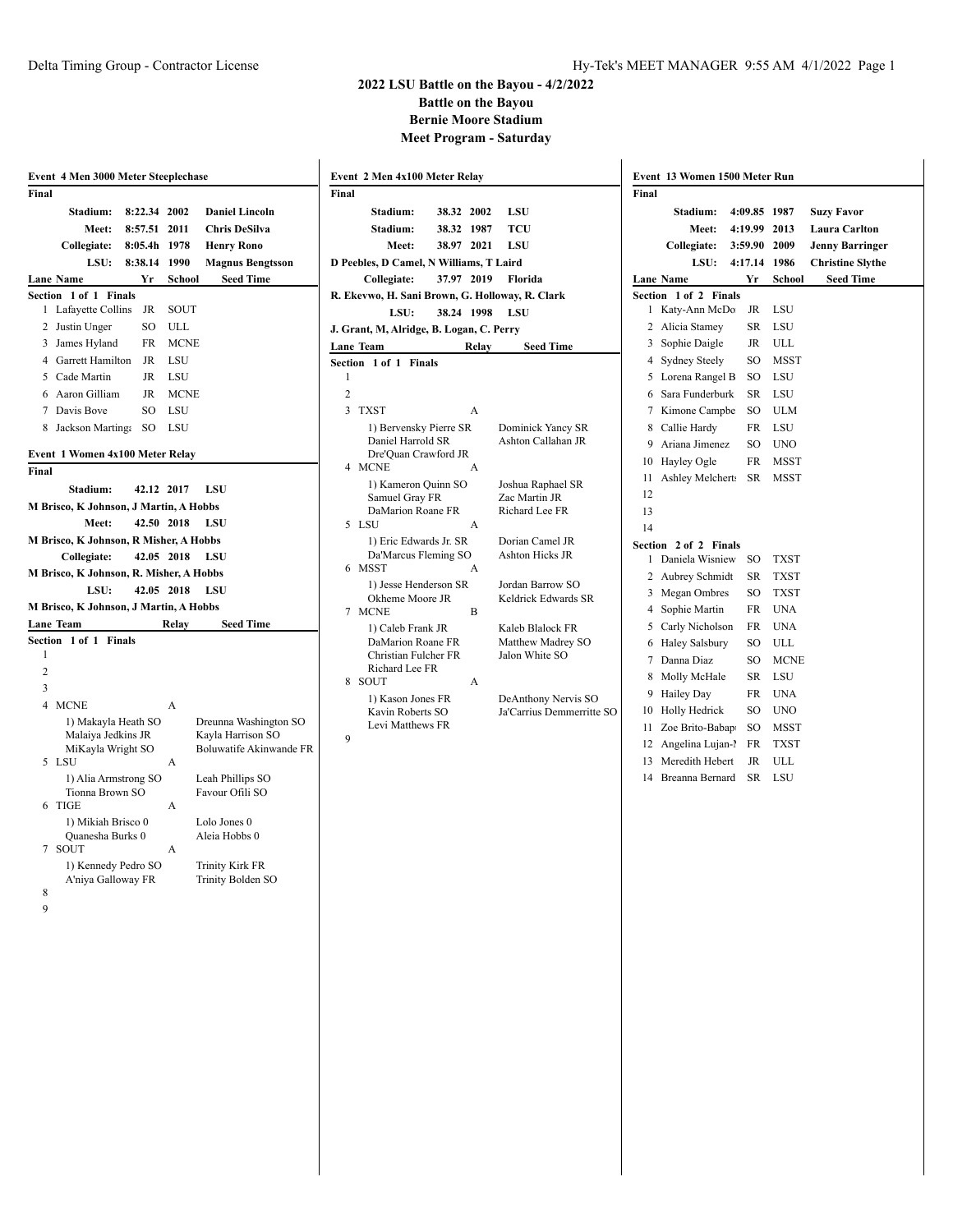# 2022 LSU Battle on the Bayou - 4/2/2022

## Battle on the Bayou

## Bernie Moore Stadium

## Meet Program - Saturday

### Event 4 Men 3000 Meter Steeplechase

**Final**

| | | | |
|---|---|---|---|
| **Stadium:** | **8:22.34** | **2002** | **Daniel Lincoln** |
| **Meet:** | **8:57.51** | **2011** | **Chris DeSilva** |
| **Collegiate:** | **8:05.4h** | **1978** | **Henry Rono** |
| **LSU:** | **8:38.14** | **1990** | **Magnus Bengtsson** |

**Section 1 of 1 Finals**

| Lane | Name | Yr | School | Seed Time |
|---|---|---|---|---|
| 1 | Lafayette Collins | JR | SOUT | |
| 2 | Justin Unger | SO | ULL | |
| 3 | James Hyland | FR | MCNE | |
| 4 | Garrett Hamilton | JR | LSU | |
| 5 | Cade Martin | JR | LSU | |
| 6 | Aaron Gilliam | JR | MCNE | |
| 7 | Davis Bove | SO | LSU | |
| 8 | Jackson Martinga | SO | LSU | |

### Event 1 Women 4x100 Meter Relay

**Final**

**Stadium:** **42.12** **2017** **LSU**
**M Brisco, K Johnson, J Martin, A Hobbs**

**Meet:** **42.50** **2018** **LSU**
**M Brisco, K Johnson, R Misher, A Hobbs**

**Collegiate:** **42.05** **2018** **LSU**
**M Brisco, K Johnson, R. Misher, A Hobbs**

**LSU:** **42.05** **2018** **LSU**
**M Brisco, K Johnson, J Martin, A Hobbs**

**Section 1 of 1 Finals**

| Lane | Team | Relay | Seed Time |
|---|---|---|---|
| 1 | | | |
| 2 | | | |
| 3 | | | |
| 4 | MCNE | A | |
| | 1) Makayla Heath SO; Dreunna Washington SO; Malaiya Jedkins JR; Kayla Harrison SO; MiKayla Wright SO; Boluwatife Akinwande FR | | |
| 5 | LSU | A | |
| | 1) Alia Armstrong SO; Leah Phillips SO; Tionna Brown SO; Favour Ofili SO | | |
| 6 | TIGE | A | |
| | 1) Mikiah Brisco 0; Lolo Jones 0; Quanesha Burks 0; Aleia Hobbs 0 | | |
| 7 | SOUT | A | |
| | 1) Kennedy Pedro SO; Trinity Kirk FR; A'niya Galloway FR; Trinity Bolden SO | | |
| 8 | | | |
| 9 | | | |

### Event 2 Men 4x100 Meter Relay

**Final**

**Stadium:** **38.32** **2002** **LSU**

**Stadium:** **38.32** **1987** **TCU**

**Meet:** **38.97** **2021** **LSU**
**D Peebles, D Camel, N Williams, T Laird**

**Collegiate:** **37.97** **2019** **Florida**
**R. Ekevwo, H. Sani Brown, G. Holloway, R. Clark**

**LSU:** **38.24** **1998** **LSU**
**J. Grant, M, Alridge, B. Logan, C. Perry**

**Section 1 of 1 Finals**

| Lane | Team | Relay | Seed Time |
|---|---|---|---|
| 1 | | | |
| 2 | | | |
| 3 | TXST | A | |
| | 1) Bervensky Pierre SR; Dominick Yancy SR; Daniel Harrold SR; Ashton Callahan JR; Dre'Quan Crawford JR | | |
| 4 | MCNE | A | |
| | 1) Kameron Quinn SO; Joshua Raphael SR; Samuel Gray FR; Zac Martin JR; DaMarion Roane FR; Richard Lee FR | | |
| 5 | LSU | A | |
| | 1) Eric Edwards Jr. SR; Dorian Camel JR; Da'Marcus Fleming SO; Ashton Hicks JR | | |
| 6 | MSST | A | |
| | 1) Jesse Henderson SR; Jordan Barrow SO; Okheme Moore JR; Keldrick Edwards SR | | |
| 7 | MCNE | B | |
| | 1) Caleb Frank JR; Kaleb Blalock FR; DaMarion Roane FR; Matthew Madrey SO; Christian Fulcher FR; Jalon White SO; Richard Lee FR | | |
| 8 | SOUT | A | |
| | 1) Kason Jones FR; DeAnthony Nervis SO; Kavin Roberts SO; Ja'Carrius Demmerritte SO; Levi Matthews FR | | |
| 9 | | | |

### Event 13 Women 1500 Meter Run

**Final**

| | | | |
|---|---|---|---|
| **Stadium:** | **4:09.85** | **1987** | **Suzy Favor** |
| **Meet:** | **4:19.99** | **2013** | **Laura Carlton** |
| **Collegiate:** | **3:59.90** | **2009** | **Jenny Barringer** |
| **LSU:** | **4:17.14** | **1986** | **Christine Slythe** |

**Section 1 of 2 Finals**

| Lane | Name | Yr | School | Seed Time |
|---|---|---|---|---|
| 1 | Katy-Ann McDo | JR | LSU | |
| 2 | Alicia Stamey | SR | LSU | |
| 3 | Sophie Daigle | JR | ULL | |
| 4 | Sydney Steely | SO | MSST | |
| 5 | Lorena Rangel B | SO | LSU | |
| 6 | Sara Funderburk | SR | LSU | |
| 7 | Kimone Campbe | SO | ULM | |
| 8 | Callie Hardy | FR | LSU | |
| 9 | Ariana Jimenez | SO | UNO | |
| 10 | Hayley Ogle | FR | MSST | |
| 11 | Ashley Melcherts | SR | MSST | |
| 12 | | | | |
| 13 | | | | |
| 14 | | | | |

**Section 2 of 2 Finals**

| Lane | Name | Yr | School | Seed Time |
|---|---|---|---|---|
| 1 | Daniela Wisniew | SO | TXST | |
| 2 | Aubrey Schmidt | SR | TXST | |
| 3 | Megan Ombres | SO | TXST | |
| 4 | Sophie Martin | FR | UNA | |
| 5 | Carly Nicholson | FR | UNA | |
| 6 | Haley Salsbury | SO | ULL | |
| 7 | Danna Diaz | SO | MCNE | |
| 8 | Molly McHale | SR | LSU | |
| 9 | Hailey Day | FR | UNA | |
| 10 | Holly Hedrick | SO | UNO | |
| 11 | Zoe Brito-Babap | SO | MSST | |
| 12 | Angelina Lujan-I | FR | TXST | |
| 13 | Meredith Hebert | JR | ULL | |
| 14 | Breanna Bernard | SR | LSU | |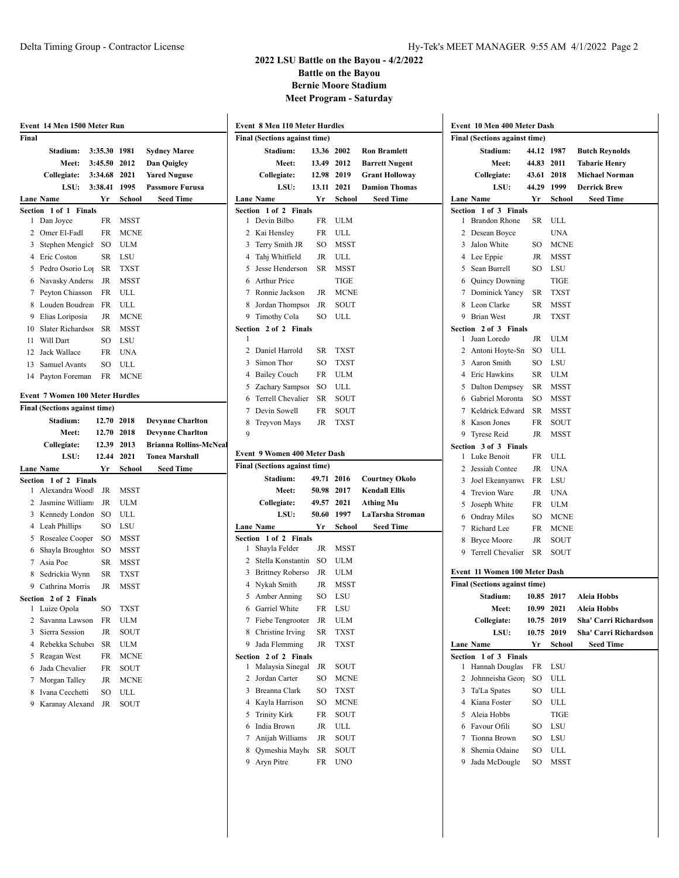# 2022 LSU Battle on the Bayou - 4/2/2022

**Battle on the Bayou**
**Bernie Moore Stadium**
**Meet Program - Saturday**

## Event 14 Men 1500 Meter Run

**Final**

| Record | Time | Year | Name |
|---|---|---|---|
| Stadium: | 3:35.30 | 1981 | Sydney Maree |
| Meet: | 3:45.50 | 2012 | Dan Quigley |
| Collegiate: | 3:34.68 | 2021 | Yared Nuguse |
| LSU: | 3:38.41 | 1995 | Passmore Furusa |

| Lane | Name | Yr | School | Seed Time |
|---|---|---|---|---|
| **Section 1 of 1 Finals** | | | | |
| 1 | Dan Joyce | FR | MSST | |
| 2 | Omer El-Fadl | FR | MCNE | |
| 3 | Stephen Mengich | SO | ULM | |
| 4 | Eric Coston | SR | LSU | |
| 5 | Pedro Osorio Lo | SR | TXST | |
| 6 | Navasky Anderso | JR | MSST | |
| 7 | Peyton Chiasson | FR | ULL | |
| 8 | Louden Boudreau | FR | ULL | |
| 9 | Elias Loriposia | JR | MCNE | |
| 10 | Slater Richardson | SR | MSST | |
| 11 | Will Dart | SO | LSU | |
| 12 | Jack Wallace | FR | UNA | |
| 13 | Samuel Avants | SO | ULL | |
| 14 | Payton Foreman | FR | MCNE | |

## Event 7 Women 100 Meter Hurdles

**Final (Sections against time)**

| Record | Time | Year | Name |
|---|---|---|---|
| Stadium: | 12.70 | 2018 | Devynne Charlton |
| Meet: | 12.70 | 2018 | Devynne Charlton |
| Collegiate: | 12.39 | 2013 | Brianna Rollins-McNeal |
| LSU: | 12.44 | 2021 | Tonea Marshall |

| Lane | Name | Yr | School | Seed Time |
|---|---|---|---|---|
| **Section 1 of 2 Finals** | | | | |
| 1 | Alexandra Woodl | JR | MSST | |
| 2 | Jasmine Williams | JR | ULM | |
| 3 | Kennedy London | SO | ULL | |
| 4 | Leah Phillips | SO | LSU | |
| 5 | Roseale Cooper | SO | MSST | |
| 6 | Shayla Broughton | SO | MSST | |
| 7 | Asia Poe | SR | MSST | |
| 8 | Sedrickia Wynn | SR | TXST | |
| 9 | Cathrina Morris | JR | MSST | |
| **Section 2 of 2 Finals** | | | | |
| 1 | Luize Opola | SO | TXST | |
| 2 | Savanna Lawson | FR | ULM | |
| 3 | Sierra Session | JR | SOUT | |
| 4 | Rebekka Schuber | SR | ULM | |
| 5 | Reagan West | FR | MCNE | |
| 6 | Jada Chevalier | FR | SOUT | |
| 7 | Morgan Talley | JR | MCNE | |
| 8 | Ivana Cecchetti | SO | ULL | |
| 9 | Karanay Alexand | JR | SOUT | |

## Event 8 Men 110 Meter Hurdles

**Final (Sections against time)**

| Record | Time | Year | Name |
|---|---|---|---|
| Stadium: | 13.36 | 2002 | Ron Bramlett |
| Meet: | 13.49 | 2012 | Barrett Nugent |
| Collegiate: | 12.98 | 2019 | Grant Holloway |
| LSU: | 13.11 | 2021 | Damion Thomas |

| Lane | Name | Yr | School | Seed Time |
|---|---|---|---|---|
| **Section 1 of 2 Finals** | | | | |
| 1 | Devin Bilbo | FR | ULM | |
| 2 | Kai Hensley | FR | ULL | |
| 3 | Terry Smith JR | SO | MSST | |
| 4 | Tahj Whitfield | JR | ULL | |
| 5 | Jesse Henderson | SR | MSST | |
| 6 | Arthur Price | | TIGE | |
| 7 | Ronnie Jackson | JR | MCNE | |
| 8 | Jordan Thompson | JR | SOUT | |
| 9 | Timothy Cola | SO | ULL | |
| **Section 2 of 2 Finals** | | | | |
| 1 | | | | |
| 2 | Daniel Harrold | SR | TXST | |
| 3 | Simon Thor | SO | TXST | |
| 4 | Bailey Couch | FR | ULM | |
| 5 | Zachary Sampson | SO | ULL | |
| 6 | Terrell Chevalier | SR | SOUT | |
| 7 | Devin Sowell | FR | SOUT | |
| 8 | Treyvon Mays | JR | TXST | |
| 9 | | | | |

## Event 9 Women 400 Meter Dash

**Final (Sections against time)**

| Record | Time | Year | Name |
|---|---|---|---|
| Stadium: | 49.71 | 2016 | Courtney Okolo |
| Meet: | 50.98 | 2017 | Kendall Ellis |
| Collegiate: | 49.57 | 2021 | Athing Mu |
| LSU: | 50.60 | 1997 | LaTarsha Stroman |

| Lane | Name | Yr | School | Seed Time |
|---|---|---|---|---|
| **Section 1 of 2 Finals** | | | | |
| 1 | Shayla Felder | JR | MSST | |
| 2 | Stella Konstantin | SO | ULM | |
| 3 | Brittney Roberso | JR | ULM | |
| 4 | Nykah Smith | JR | MSST | |
| 5 | Amber Anning | SO | LSU | |
| 6 | Garriel White | FR | LSU | |
| 7 | Fiebe Tengrooten | JR | ULM | |
| 8 | Christine Irving | SR | TXST | |
| 9 | Jada Flemming | JR | TXST | |
| **Section 2 of 2 Finals** | | | | |
| 1 | Malaysia Sinegal | JR | SOUT | |
| 2 | Jordan Carter | SO | MCNE | |
| 3 | Breanna Clark | SO | TXST | |
| 4 | Kayla Harrison | SO | MCNE | |
| 5 | Trinity Kirk | FR | SOUT | |
| 6 | India Brown | JR | ULL | |
| 7 | Anijah Williams | JR | SOUT | |
| 8 | Qymeshia Mayho | SR | SOUT | |
| 9 | Aryn Pitre | FR | UNO | |

## Event 10 Men 400 Meter Dash

**Final (Sections against time)**

| Record | Time | Year | Name |
|---|---|---|---|
| Stadium: | 44.12 | 1987 | Butch Reynolds |
| Meet: | 44.83 | 2011 | Tabarie Henry |
| Collegiate: | 43.61 | 2018 | Michael Norman |
| LSU: | 44.29 | 1999 | Derrick Brew |

| Lane | Name | Yr | School | Seed Time |
|---|---|---|---|---|
| **Section 1 of 3 Finals** | | | | |
| 1 | Brandon Rhone | SR | ULL | |
| 2 | Desean Boyce | | UNA | |
| 3 | Jalon White | SO | MCNE | |
| 4 | Lee Eppie | JR | MSST | |
| 5 | Sean Burrell | SO | LSU | |
| 6 | Quincy Downing | | TIGE | |
| 7 | Dominick Yancy | SR | TXST | |
| 8 | Leon Clarke | SR | MSST | |
| 9 | Brian West | JR | TXST | |
| **Section 2 of 3 Finals** | | | | |
| 1 | Juan Loredo | JR | ULM | |
| 2 | Antoni Hoyte-Sn | SO | ULL | |
| 3 | Aaron Smith | SO | LSU | |
| 4 | Eric Hawkins | SR | ULM | |
| 5 | Dalton Dempsey | SR | MSST | |
| 6 | Gabriel Moronta | SO | MSST | |
| 7 | Keldrick Edward | SR | MSST | |
| 8 | Kason Jones | FR | SOUT | |
| 9 | Tyrese Reid | JR | MSST | |
| **Section 3 of 3 Finals** | | | | |
| 1 | Luke Benoit | FR | ULL | |
| 2 | Jessiah Contee | JR | UNA | |
| 3 | Joel Ekeanyanwu | FR | LSU | |
| 4 | Trevion Ware | JR | UNA | |
| 5 | Joseph White | FR | ULM | |
| 6 | Ondray Miles | SO | MCNE | |
| 7 | Richard Lee | FR | MCNE | |
| 8 | Bryce Moore | JR | SOUT | |
| 9 | Terrell Chevalier | SR | SOUT | |

## Event 11 Women 100 Meter Dash

**Final (Sections against time)**

| Record | Time | Year | Name |
|---|---|---|---|
| Stadium: | 10.85 | 2017 | Aleia Hobbs |
| Meet: | 10.99 | 2021 | Aleia Hobbs |
| Collegiate: | 10.75 | 2019 | Sha' Carri Richardson |
| LSU: | 10.75 | 2019 | Sha' Carri Richardson |

| Lane | Name | Yr | School | Seed Time |
|---|---|---|---|---|
| **Section 1 of 3 Finals** | | | | |
| 1 | Hannah Douglas | FR | LSU | |
| 2 | Johnneisha Georg | SO | ULL | |
| 3 | Ta'La Spates | SO | ULL | |
| 4 | Kiana Foster | SO | ULL | |
| 5 | Aleia Hobbs | | TIGE | |
| 6 | Favour Ofili | SO | LSU | |
| 7 | Tionna Brown | SO | LSU | |
| 8 | Shemia Odaine | SO | ULL | |
| 9 | Jada McDougle | SO | MSST | |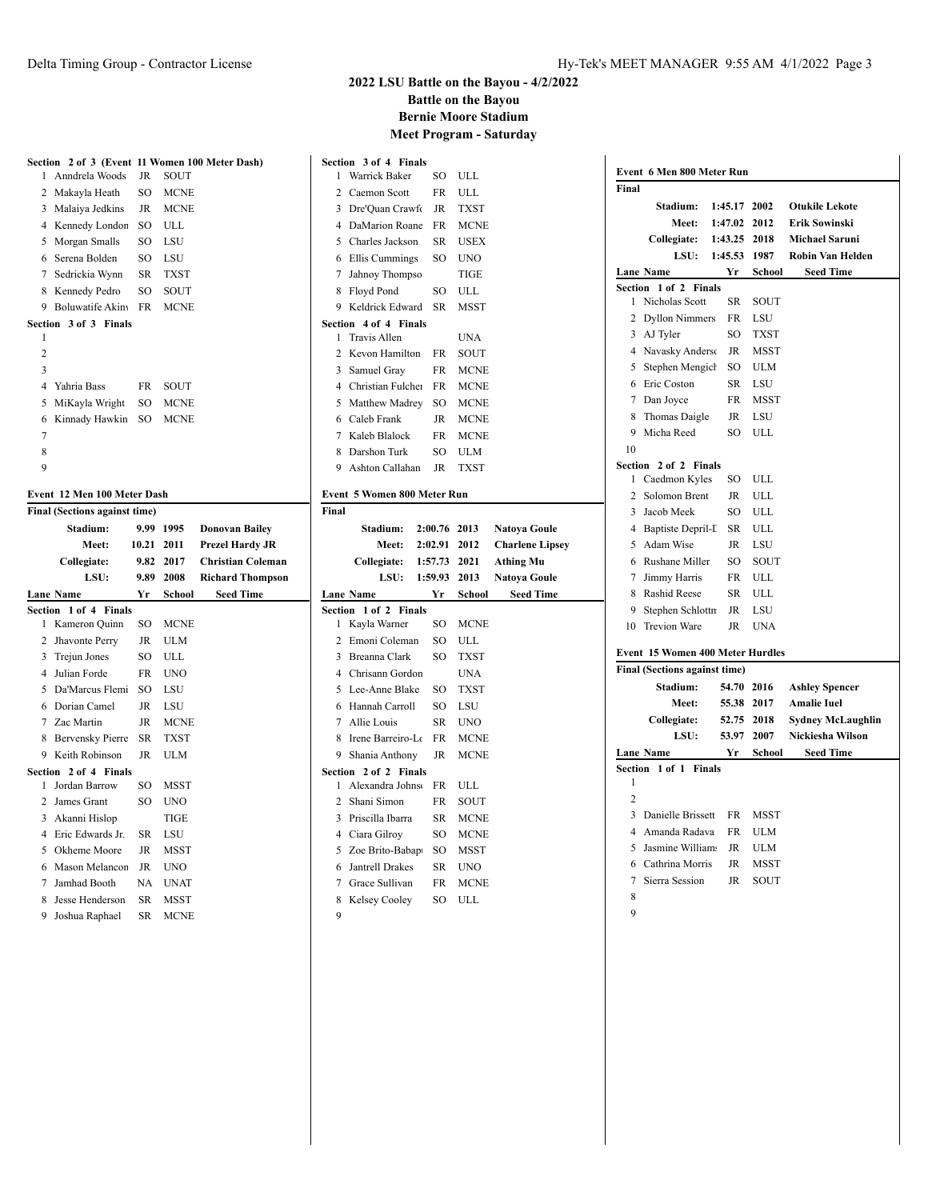# 2022 LSU Battle on the Bayou - 4/2/2022

**Battle on the Bayou**
**Bernie Moore Stadium**
**Meet Program - Saturday**

**Section 2 of 3 (Event 11 Women 100 Meter Dash)**

| Lane | Name | Yr | School | Seed Time |
|---|---|---|---|---|
| 1 | Anndrela Woods | JR | SOUT | |
| 2 | Makayla Heath | SO | MCNE | |
| 3 | Malaiya Jedkins | JR | MCNE | |
| 4 | Kennedy London | SO | ULL | |
| 5 | Morgan Smalls | SO | LSU | |
| 6 | Serena Bolden | SO | LSU | |
| 7 | Sedrickia Wynn | SR | TXST | |
| 8 | Kennedy Pedro | SO | SOUT | |
| 9 | Boluwatife Akinv | FR | MCNE | |

**Section 3 of 3 Finals**

| Lane | Name | Yr | School | Seed Time |
|---|---|---|---|---|
| 1 | | | | |
| 2 | | | | |
| 3 | | | | |
| 4 | Yahria Bass | FR | SOUT | |
| 5 | MiKayla Wright | SO | MCNE | |
| 6 | Kinnady Hawkin | SO | MCNE | |
| 7 | | | | |
| 8 | | | | |
| 9 | | | | |

## Event 12 Men 100 Meter Dash

**Final (Sections against time)**

| Record | Time | Year | Holder |
|---|---|---|---|
| Stadium: | 9.99 | 1995 | Donovan Bailey |
| Meet: | 10.21 | 2011 | Prezel Hardy JR |
| Collegiate: | 9.82 | 2017 | Christian Coleman |
| LSU: | 9.89 | 2008 | Richard Thompson |

**Section 1 of 4 Finals**

| Lane | Name | Yr | School | Seed Time |
|---|---|---|---|---|
| 1 | Kameron Quinn | SO | MCNE | |
| 2 | Jhavonte Perry | JR | ULM | |
| 3 | Trejun Jones | SO | ULL | |
| 4 | Julian Forde | FR | UNO | |
| 5 | Da'Marcus Flemi | SO | LSU | |
| 6 | Dorian Camel | JR | LSU | |
| 7 | Zac Martin | JR | MCNE | |
| 8 | Bervensky Pierre | SR | TXST | |
| 9 | Keith Robinson | JR | ULM | |

**Section 2 of 4 Finals**

| Lane | Name | Yr | School | Seed Time |
|---|---|---|---|---|
| 1 | Jordan Barrow | SO | MSST | |
| 2 | James Grant | SO | UNO | |
| 3 | Akanni Hislop | | TIGE | |
| 4 | Eric Edwards Jr. | SR | LSU | |
| 5 | Okheme Moore | JR | MSST | |
| 6 | Mason Melancon | JR | UNO | |
| 7 | Jamhad Booth | NA | UNAT | |
| 8 | Jesse Henderson | SR | MSST | |
| 9 | Joshua Raphael | SR | MCNE | |

**Section 3 of 4 Finals**

| Lane | Name | Yr | School | Seed Time |
|---|---|---|---|---|
| 1 | Warrick Baker | SO | ULL | |
| 2 | Caemon Scott | FR | ULL | |
| 3 | Dre'Quan Crawfo | JR | TXST | |
| 4 | DaMarion Roane | FR | MCNE | |
| 5 | Charles Jackson | SR | USEX | |
| 6 | Ellis Cummings | SO | UNO | |
| 7 | Jahnoy Thompso | | TIGE | |
| 8 | Floyd Pond | SO | ULL | |
| 9 | Keldrick Edward | SR | MSST | |

**Section 4 of 4 Finals**

| Lane | Name | Yr | School | Seed Time |
|---|---|---|---|---|
| 1 | Travis Allen | | UNA | |
| 2 | Kevon Hamilton | FR | SOUT | |
| 3 | Samuel Gray | FR | MCNE | |
| 4 | Christian Fulcher | FR | MCNE | |
| 5 | Matthew Madrey | SO | MCNE | |
| 6 | Caleb Frank | JR | MCNE | |
| 7 | Kaleb Blalock | FR | MCNE | |
| 8 | Darshon Turk | SO | ULM | |
| 9 | Ashton Callahan | JR | TXST | |

## Event 5 Women 800 Meter Run

**Final**

| Record | Time | Year | Holder |
|---|---|---|---|
| Stadium: | 2:00.76 | 2013 | Natoya Goule |
| Meet: | 2:02.91 | 2012 | Charlene Lipsey |
| Collegiate: | 1:57.73 | 2021 | Athing Mu |
| LSU: | 1:59.93 | 2013 | Natoya Goule |

**Section 1 of 2 Finals**

| Lane | Name | Yr | School | Seed Time |
|---|---|---|---|---|
| 1 | Kayla Warner | SO | MCNE | |
| 2 | Emoni Coleman | SO | ULL | |
| 3 | Breanna Clark | SO | TXST | |
| 4 | Chrisann Gordon | | UNA | |
| 5 | Lee-Anne Blake | SO | TXST | |
| 6 | Hannah Carroll | SO | LSU | |
| 7 | Allie Louis | SR | UNO | |
| 8 | Irene Barreiro-Lo | FR | MCNE | |
| 9 | Shania Anthony | JR | MCNE | |

**Section 2 of 2 Finals**

| Lane | Name | Yr | School | Seed Time |
|---|---|---|---|---|
| 1 | Alexandra Johnso | FR | ULL | |
| 2 | Shani Simon | FR | SOUT | |
| 3 | Priscilla Ibarra | SR | MCNE | |
| 4 | Ciara Gilroy | SO | MCNE | |
| 5 | Zoe Brito-Babapu | SO | MSST | |
| 6 | Jantrell Drakes | SR | UNO | |
| 7 | Grace Sullivan | FR | MCNE | |
| 8 | Kelsey Cooley | SO | ULL | |
| 9 | | | | |

## Event 6 Men 800 Meter Run

**Final**

| Record | Time | Year | Holder |
|---|---|---|---|
| Stadium: | 1:45.17 | 2002 | Otukile Lekote |
| Meet: | 1:47.02 | 2012 | Erik Sowinski |
| Collegiate: | 1:43.25 | 2018 | Michael Saruni |
| LSU: | 1:45.53 | 1987 | Robin Van Helden |

**Section 1 of 2 Finals**

| Lane | Name | Yr | School | Seed Time |
|---|---|---|---|---|
| 1 | Nicholas Scott | SR | SOUT | |
| 2 | Dyllon Nimmers | FR | LSU | |
| 3 | AJ Tyler | SO | TXST | |
| 4 | Navasky Anderso | JR | MSST | |
| 5 | Stephen Mengich | SO | ULM | |
| 6 | Eric Coston | SR | LSU | |
| 7 | Dan Joyce | FR | MSST | |
| 8 | Thomas Daigle | JR | LSU | |
| 9 | Micha Reed | SO | ULL | |
| 10 | | | | |

**Section 2 of 2 Finals**

| Lane | Name | Yr | School | Seed Time |
|---|---|---|---|---|
| 1 | Caedmon Kyles | SO | ULL | |
| 2 | Solomon Brent | JR | ULL | |
| 3 | Jacob Meek | SO | ULL | |
| 4 | Baptiste Depril-D | SR | ULL | |
| 5 | Adam Wise | JR | LSU | |
| 6 | Rushane Miller | SO | SOUT | |
| 7 | Jimmy Harris | FR | ULL | |
| 8 | Rashid Reese | SR | ULL | |
| 9 | Stephen Schlottm | JR | LSU | |
| 10 | Trevion Ware | JR | UNA | |

## Event 15 Women 400 Meter Hurdles

**Final (Sections against time)**

| Record | Time | Year | Holder |
|---|---|---|---|
| Stadium: | 54.70 | 2016 | Ashley Spencer |
| Meet: | 55.38 | 2017 | Amalie Iuel |
| Collegiate: | 52.75 | 2018 | Sydney McLaughlin |
| LSU: | 53.97 | 2007 | Nickiesha Wilson |

**Section 1 of 1 Finals**

| Lane | Name | Yr | School | Seed Time |
|---|---|---|---|---|
| 1 | | | | |
| 2 | | | | |
| 3 | Danielle Brissett | FR | MSST | |
| 4 | Amanda Radava | FR | ULM | |
| 5 | Jasmine Williams | JR | ULM | |
| 6 | Cathrina Morris | JR | MSST | |
| 7 | Sierra Session | JR | SOUT | |
| 8 | | | | |
| 9 | | | | |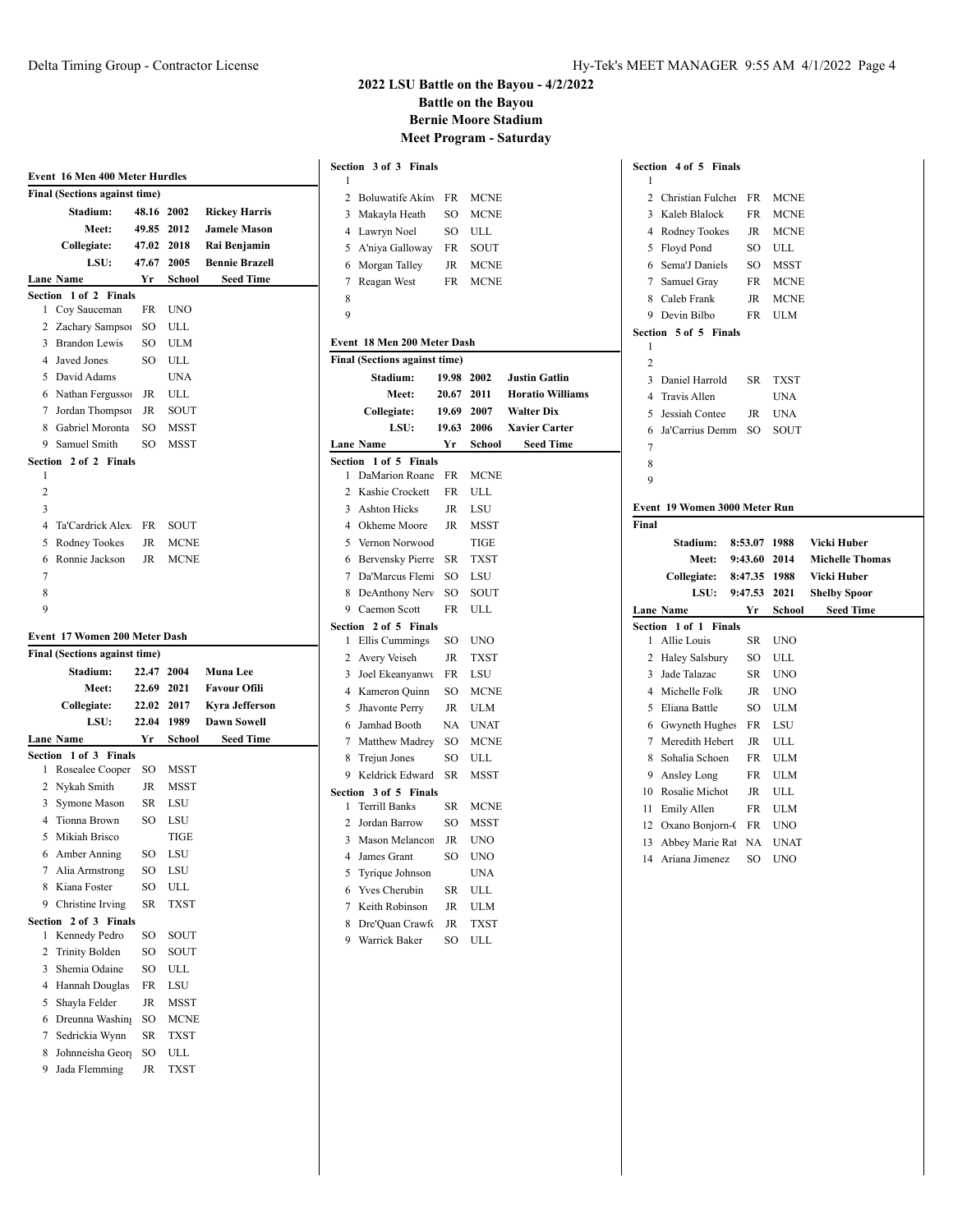# 2022 LSU Battle on the Bayou - 4/2/2022

**Battle on the Bayou**

**Bernie Moore Stadium**

**Meet Program - Saturday**

## Event 16 Men 400 Meter Hurdles

**Final (Sections against time)**

| | | | |
|---|---|---|---|
| **Stadium:** | 48.16 | 2002 | **Rickey Harris** |
| **Meet:** | 49.85 | 2012 | **Jamele Mason** |
| **Collegiate:** | 47.02 | 2018 | **Rai Benjamin** |
| **LSU:** | 47.67 | 2005 | **Bennie Brazell** |

| Lane | Name | Yr | School | Seed Time |
|---|---|---|---|---|
| **Section 1 of 2 Finals** | | | | |
| 1 | Coy Sauceman | FR | UNO | |
| 2 | Zachary Sampsoı | SO | ULL | |
| 3 | Brandon Lewis | SO | ULM | |
| 4 | Javed Jones | SO | ULL | |
| 5 | David Adams | | UNA | |
| 6 | Nathan Fergussoı | JR | ULL | |
| 7 | Jordan Thompsoı | JR | SOUT | |
| 8 | Gabriel Moronta | SO | MSST | |
| 9 | Samuel Smith | SO | MSST | |
| **Section 2 of 2 Finals** | | | | |
| 1 | | | | |
| 2 | | | | |
| 3 | | | | |
| 4 | Ta'Cardrick Alex | FR | SOUT | |
| 5 | Rodney Tookes | JR | MCNE | |
| 6 | Ronnie Jackson | JR | MCNE | |
| 7 | | | | |
| 8 | | | | |
| 9 | | | | |

## Event 17 Women 200 Meter Dash

**Final (Sections against time)**

| | | | |
|---|---|---|---|
| **Stadium:** | 22.47 | 2004 | **Muna Lee** |
| **Meet:** | 22.69 | 2021 | **Favour Ofili** |
| **Collegiate:** | 22.02 | 2017 | **Kyra Jefferson** |
| **LSU:** | 22.04 | 1989 | **Dawn Sowell** |

| Lane | Name | Yr | School | Seed Time |
|---|---|---|---|---|
| **Section 1 of 3 Finals** | | | | |
| 1 | Rosealee Cooper | SO | MSST | |
| 2 | Nykah Smith | JR | MSST | |
| 3 | Symone Mason | SR | LSU | |
| 4 | Tionna Brown | SO | LSU | |
| 5 | Mikiah Brisco | | TIGE | |
| 6 | Amber Anning | SO | LSU | |
| 7 | Alia Armstrong | SO | LSU | |
| 8 | Kiana Foster | SO | ULL | |
| 9 | Christine Irving | SR | TXST | |
| **Section 2 of 3 Finals** | | | | |
| 1 | Kennedy Pedro | SO | SOUT | |
| 2 | Trinity Bolden | SO | SOUT | |
| 3 | Shemia Odaine | SO | ULL | |
| 4 | Hannah Douglas | FR | LSU | |
| 5 | Shayla Felder | JR | MSST | |
| 6 | Dreunna Washin | SO | MCNE | |
| 7 | Sedrickia Wynn | SR | TXST | |
| 8 | Johnneisha Geor | SO | ULL | |
| 9 | Jada Flemming | JR | TXST | |
| **Section 3 of 3 Finals** | | | | |
| 1 | | | | |
| 2 | Boluwatife Akin | FR | MCNE | |
| 3 | Makayla Heath | SO | MCNE | |
| 4 | Lawryn Noel | SO | ULL | |
| 5 | A'niya Galloway | FR | SOUT | |
| 6 | Morgan Talley | JR | MCNE | |
| 7 | Reagan West | FR | MCNE | |
| 8 | | | | |
| 9 | | | | |

## Event 18 Men 200 Meter Dash

**Final (Sections against time)**

| | | | |
|---|---|---|---|
| **Stadium:** | 19.98 | 2002 | **Justin Gatlin** |
| **Meet:** | 20.67 | 2011 | **Horatio Williams** |
| **Collegiate:** | 19.69 | 2007 | **Walter Dix** |
| **LSU:** | 19.63 | 2006 | **Xavier Carter** |

| Lane | Name | Yr | School | Seed Time |
|---|---|---|---|---|
| **Section 1 of 5 Finals** | | | | |
| 1 | DaMarion Roane | FR | MCNE | |
| 2 | Kashie Crockett | FR | ULL | |
| 3 | Ashton Hicks | JR | LSU | |
| 4 | Okheme Moore | JR | MSST | |
| 5 | Vernon Norwood | | TIGE | |
| 6 | Bervensky Pierre | SR | TXST | |
| 7 | Da'Marcus Flemi | SO | LSU | |
| 8 | DeAnthony Nerv | SO | SOUT | |
| 9 | Caemon Scott | FR | ULL | |
| **Section 2 of 5 Finals** | | | | |
| 1 | Ellis Cummings | SO | UNO | |
| 2 | Avery Veiseh | JR | TXST | |
| 3 | Joel Ekeanyanwu | FR | LSU | |
| 4 | Kameron Quinn | SO | MCNE | |
| 5 | Jhavonte Perry | JR | ULM | |
| 6 | Jamhad Booth | NA | UNAT | |
| 7 | Matthew Madrey | SO | MCNE | |
| 8 | Trejun Jones | SO | ULL | |
| 9 | Keldrick Edward | SR | MSST | |
| **Section 3 of 5 Finals** | | | | |
| 1 | Terrill Banks | SR | MCNE | |
| 2 | Jordan Barrow | SO | MSST | |
| 3 | Mason Melancon | JR | UNO | |
| 4 | James Grant | SO | UNO | |
| 5 | Tyrique Johnson | | UNA | |
| 6 | Yves Cherubin | SR | ULL | |
| 7 | Keith Robinson | JR | ULM | |
| 8 | Dre'Quan Crawfo | JR | TXST | |
| 9 | Warrick Baker | SO | ULL | |
| **Section 4 of 5 Finals** | | | | |
| 1 | | | | |
| 2 | Christian Fulcher | FR | MCNE | |
| 3 | Kaleb Blalock | FR | MCNE | |
| 4 | Rodney Tookes | JR | MCNE | |
| 5 | Floyd Pond | SO | ULL | |
| 6 | Sema'J Daniels | SO | MSST | |
| 7 | Samuel Gray | FR | MCNE | |
| 8 | Caleb Frank | JR | MCNE | |
| 9 | Devin Bilbo | FR | ULM | |
| **Section 5 of 5 Finals** | | | | |
| 1 | | | | |
| 2 | | | | |
| 3 | Daniel Harrold | SR | TXST | |
| 4 | Travis Allen | | UNA | |
| 5 | Jessiah Contee | JR | UNA | |
| 6 | Ja'Carrius Demm | SO | SOUT | |
| 7 | | | | |
| 8 | | | | |
| 9 | | | | |

## Event 19 Women 3000 Meter Run

**Final**

| | | | |
|---|---|---|---|
| **Stadium:** | 8:53.07 | 1988 | **Vicki Huber** |
| **Meet:** | 9:43.60 | 2014 | **Michelle Thomas** |
| **Collegiate:** | 8:47.35 | 1988 | **Vicki Huber** |
| **LSU:** | 9:47.53 | 2021 | **Shelby Spoor** |

| Lane | Name | Yr | School | Seed Time |
|---|---|---|---|---|
| **Section 1 of 1 Finals** | | | | |
| 1 | Allie Louis | SR | UNO | |
| 2 | Haley Salsbury | SO | ULL | |
| 3 | Jade Talazac | SR | UNO | |
| 4 | Michelle Folk | JR | UNO | |
| 5 | Eliana Battle | SO | ULM | |
| 6 | Gwyneth Hughes | FR | LSU | |
| 7 | Meredith Hebert | JR | ULL | |
| 8 | Sohalia Schoen | FR | ULM | |
| 9 | Ansley Long | FR | ULM | |
| 10 | Rosalie Michot | JR | ULL | |
| 11 | Emily Allen | FR | ULM | |
| 12 | Oxano Bonjorn-( | FR | UNO | |
| 13 | Abbey Marie Rat | NA | UNAT | |
| 14 | Ariana Jimenez | SO | UNO | |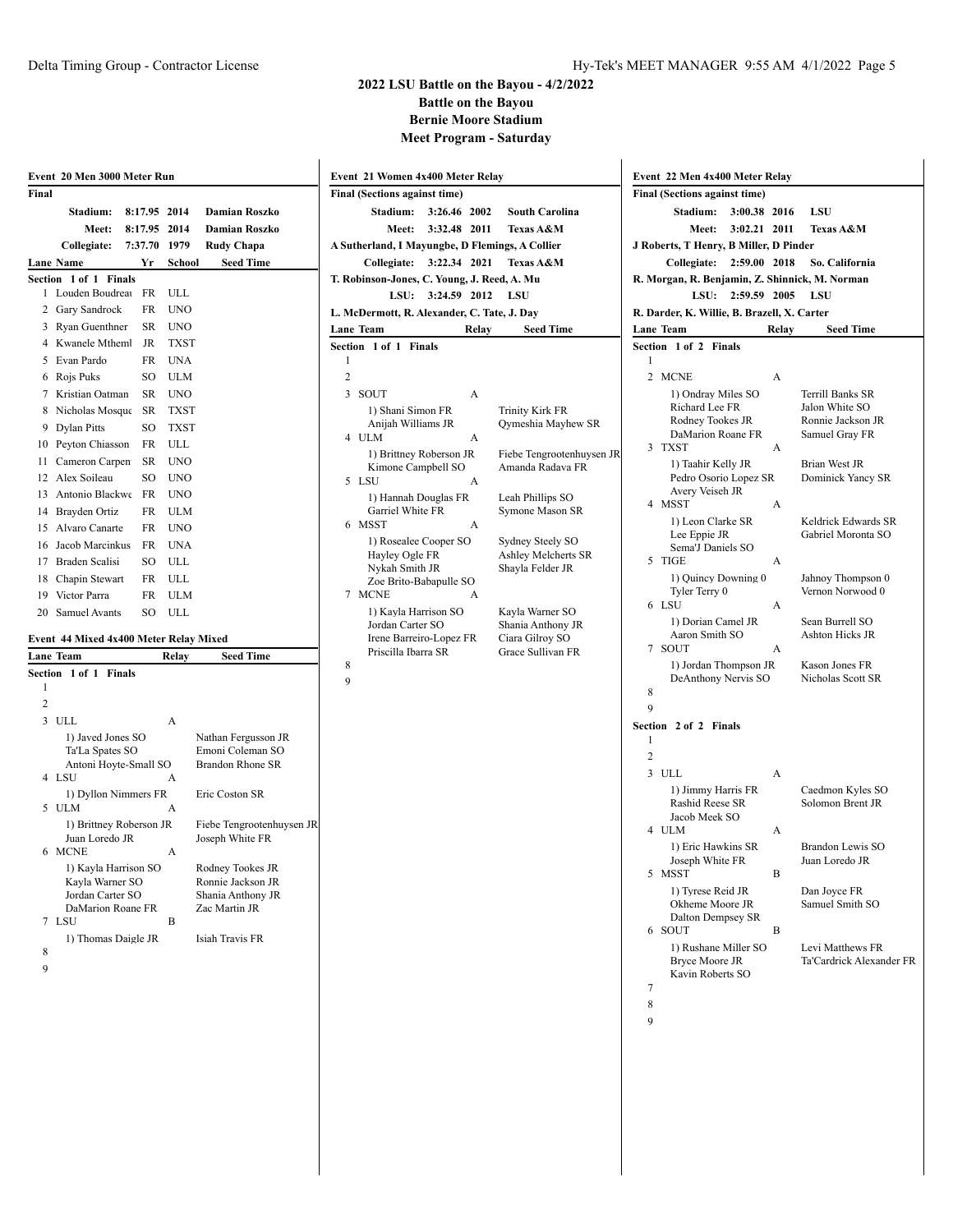# 2022 LSU Battle on the Bayou - 4/2/2022

## Battle on the Bayou

## Bernie Moore Stadium

## Meet Program - Saturday

### Event 20 Men 3000 Meter Run

**Final**

| | | | |
|---|---|---|---|
| Stadium: | 8:17.95 | 2014 | Damian Roszko |
| Meet: | 8:17.95 | 2014 | Damian Roszko |
| Collegiate: | 7:37.70 | 1979 | Rudy Chapa |

**Section 1 of 1 Finals**

| Lane | Name | Yr | School | Seed Time |
|---|---|---|---|---|
| 1 | Louden Boudreau | FR | ULL | |
| 2 | Gary Sandrock | FR | UNO | |
| 3 | Ryan Guenthner | SR | UNO | |
| 4 | Kwanele Mtheml | JR | TXST | |
| 5 | Evan Pardo | FR | UNA | |
| 6 | Rojs Puks | SO | ULM | |
| 7 | Kristian Oatman | SR | UNO | |
| 8 | Nicholas Mosque | SR | TXST | |
| 9 | Dylan Pitts | SO | TXST | |
| 10 | Peyton Chiasson | FR | ULL | |
| 11 | Cameron Carpen | SR | UNO | |
| 12 | Alex Soileau | SO | UNO | |
| 13 | Antonio Blackwe | FR | UNO | |
| 14 | Brayden Ortiz | FR | ULM | |
| 15 | Alvaro Canarte | FR | UNO | |
| 16 | Jacob Marcinkus | FR | UNA | |
| 17 | Braden Scalisi | SO | ULL | |
| 18 | Chapin Stewart | FR | ULL | |
| 19 | Victor Parra | FR | ULM | |
| 20 | Samuel Avants | SO | ULL | |

### Event 44 Mixed 4x400 Meter Relay Mixed

**Section 1 of 1 Finals**

| Lane | Team | Relay | Seed Time |
|---|---|---|---|
| 1 | | | |
| 2 | | | |
| 3 | ULL | A | |
| | 1) Javed Jones SO; Nathan Fergusson JR; Ta'La Spates SO; Emoni Coleman SO; Antoni Hoyte-Small SO; Brandon Rhone SR | | |
| 4 | LSU | A | |
| | 1) Dyllon Nimmers FR; Eric Coston SR | | |
| 5 | ULM | A | |
| | 1) Brittney Roberson JR; Fiebe Tengrootenhuysen JR; Juan Loredo JR; Joseph White FR | | |
| 6 | MCNE | A | |
| | 1) Kayla Harrison SO; Rodney Tookes JR; Kayla Warner SO; Ronnie Jackson JR; Jordan Carter SO; Shania Anthony JR; DaMarion Roane FR; Zac Martin JR | | |
| 7 | LSU | B | |
| | 1) Thomas Daigle JR; Isiah Travis FR | | |
| 8 | | | |
| 9 | | | |

### Event 21 Women 4x400 Meter Relay

**Final (Sections against time)**

| | | | |
|---|---|---|---|
| Stadium: | 3:26.46 | 2002 | South Carolina |
| Meet: | 3:32.48 | 2011 | Texas A&M |

A Sutherland, I Mayungbe, D Flemings, A Collier

| | | | |
|---|---|---|---|
| Collegiate: | 3:22.34 | 2021 | Texas A&M |

T. Robinson-Jones, C. Young, J. Reed, A. Mu

| | | | |
|---|---|---|---|
| LSU: | 3:24.59 | 2012 | LSU |

L. McDermott, R. Alexander, C. Tate, J. Day

**Section 1 of 1 Finals**

| Lane | Team | Relay | Seed Time |
|---|---|---|---|
| 1 | | | |
| 2 | | | |
| 3 | SOUT | A | |
| | 1) Shani Simon FR; Trinity Kirk FR; Anijah Williams JR; Qymeshia Mayhew SR | | |
| 4 | ULM | A | |
| | 1) Brittney Roberson JR; Fiebe Tengrootenhuysen JR; Kimone Campbell SO; Amanda Radava FR | | |
| 5 | LSU | A | |
| | 1) Hannah Douglas FR; Leah Phillips SO; Garriel White FR; Symone Mason SR | | |
| 6 | MSST | A | |
| | 1) Rosealee Cooper SO; Sydney Steely SO; Hayley Ogle FR; Ashley Melcherts SR; Nykah Smith JR; Shayla Felder JR; Zoe Brito-Babapulle SO | | |
| 7 | MCNE | A | |
| | 1) Kayla Harrison SO; Kayla Warner SO; Jordan Carter SO; Shania Anthony JR; Irene Barreiro-Lopez FR; Ciara Gilroy SO; Priscilla Ibarra SR; Grace Sullivan FR | | |
| 8 | | | |
| 9 | | | |

### Event 22 Men 4x400 Meter Relay

**Final (Sections against time)**

| | | | |
|---|---|---|---|
| Stadium: | 3:00.38 | 2016 | LSU |
| Meet: | 3:02.21 | 2011 | Texas A&M |

J Roberts, T Henry, B Miller, D Pinder

| | | | |
|---|---|---|---|
| Collegiate: | 2:59.00 | 2018 | So. California |

R. Morgan, R. Benjamin, Z. Shinnick, M. Norman

| | | | |
|---|---|---|---|
| LSU: | 2:59.59 | 2005 | LSU |

R. Darder, K. Willie, B. Brazell, X. Carter

**Section 1 of 2 Finals**

| Lane | Team | Relay | Seed Time |
|---|---|---|---|
| 1 | | | |
| 2 | MCNE | A | |
| | 1) Ondray Miles SO; Terrill Banks SR; Richard Lee FR; Jalon White SO; Rodney Tookes JR; Ronnie Jackson JR; DaMarion Roane FR; Samuel Gray FR | | |
| 3 | TXST | A | |
| | 1) Taahir Kelly JR; Brian West JR; Pedro Osorio Lopez SR; Dominick Yancy SR; Avery Veiseh JR | | |
| 4 | MSST | A | |
| | 1) Leon Clarke SR; Keldrick Edwards SR; Lee Eppie JR; Gabriel Moronta SO; Sema'J Daniels SO | | |
| 5 | TIGE | A | |
| | 1) Quincy Downing 0; Jahnoy Thompson 0; Tyler Terry 0; Vernon Norwood 0 | | |
| 6 | LSU | A | |
| | 1) Dorian Camel JR; Sean Burrell SO; Aaron Smith SO; Ashton Hicks JR | | |
| 7 | SOUT | A | |
| | 1) Jordan Thompson JR; Kason Jones FR; DeAnthony Nervis SO; Nicholas Scott SR | | |
| 8 | | | |
| 9 | | | |

**Section 2 of 2 Finals**

| Lane | Team | Relay | Seed Time |
|---|---|---|---|
| 1 | | | |
| 2 | | | |
| 3 | ULL | A | |
| | 1) Jimmy Harris FR; Caedmon Kyles SO; Rashid Reese SR; Solomon Brent JR; Jacob Meek SO | | |
| 4 | ULM | A | |
| | 1) Eric Hawkins SR; Brandon Lewis SO; Joseph White FR; Juan Loredo JR | | |
| 5 | MSST | B | |
| | 1) Tyrese Reid JR; Dan Joyce FR; Okheme Moore JR; Samuel Smith SO; Dalton Dempsey SR | | |
| 6 | SOUT | B | |
| | 1) Rushane Miller SO; Levi Matthews FR; Bryce Moore JR; Ta'Cardrick Alexander FR; Kavin Roberts SO | | |
| 7 | | | |
| 8 | | | |
| 9 | | | |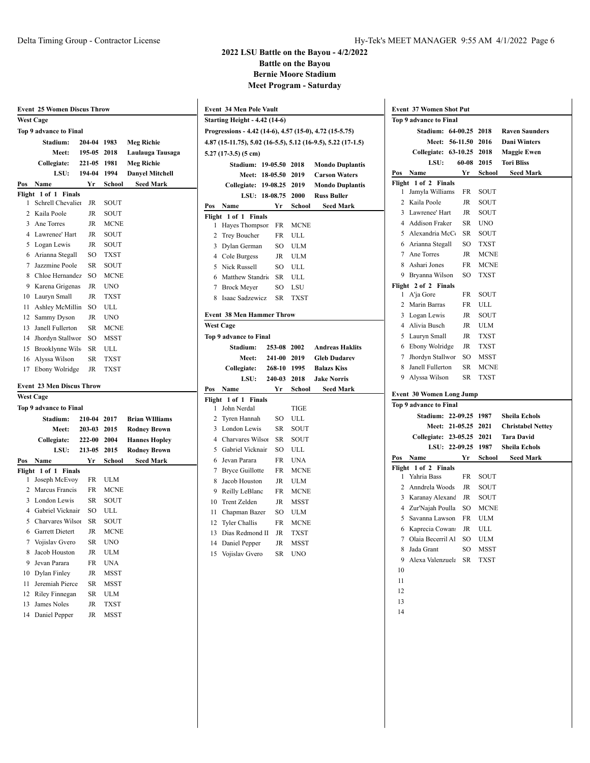# 2022 LSU Battle on the Bayou - 4/2/2022

**Battle on the Bayou**
**Bernie Moore Stadium**
**Meet Program - Saturday**

### Event 25 Women Discus Throw

**West Cage**

**Top 9 advance to Final**

| | | | |
|---|---|---|---|
| Stadium: | 204-04 | 1983 | Meg Richie |
| Meet: | 195-05 | 2018 | Laulauga Tausaga |
| Collegiate: | 221-05 | 1981 | Meg Richie |
| LSU: | 194-04 | 1994 | Danyel Mitchell |

**Flight 1 of 1 Finals**

| Pos | Name | Yr | School | Seed Mark |
|---|---|---|---|---|
| 1 | Schrell Chevalier | JR | SOUT | |
| 2 | Kaila Poole | JR | SOUT | |
| 3 | Ane Torres | JR | MCNE | |
| 4 | Lawrenee' Hart | JR | SOUT | |
| 5 | Logan Lewis | JR | SOUT | |
| 6 | Arianna Stegall | SO | TXST | |
| 7 | Jazzmine Poole | SR | SOUT | |
| 8 | Chloe Hernandez | SO | MCNE | |
| 9 | Karena Grigenas | JR | UNO | |
| 10 | Lauryn Small | JR | TXST | |
| 11 | Ashley McMillin | SO | ULL | |
| 12 | Sammy Dyson | JR | UNO | |
| 13 | Janell Fullerton | SR | MCNE | |
| 14 | Jhordyn Stallwor | SO | MSST | |
| 15 | Brooklynne Wils | SR | ULL | |
| 16 | Alyssa Wilson | SR | TXST | |
| 17 | Ebony Wolridge | JR | TXST | |

### Event 23 Men Discus Throw

**West Cage**

**Top 9 advance to Final**

| | | | |
|---|---|---|---|
| Stadium: | 210-04 | 2017 | Brian WIlliams |
| Meet: | 203-03 | 2015 | Rodney Brown |
| Collegiate: | 222-00 | 2004 | Hannes Hopley |
| LSU: | 213-05 | 2015 | Rodney Brown |

**Flight 1 of 1 Finals**

| Pos | Name | Yr | School | Seed Mark |
|---|---|---|---|---|
| 1 | Joseph McEvoy | FR | ULM | |
| 2 | Marcus Francis | FR | MCNE | |
| 3 | London Lewis | SR | SOUT | |
| 4 | Gabriel Vicknair | SO | ULL | |
| 5 | Charvares Wilson | SR | SOUT | |
| 6 | Garrett Dietert | JR | MCNE | |
| 7 | Vojislav Gvero | SR | UNO | |
| 8 | Jacob Houston | JR | ULM | |
| 9 | Jevan Parara | FR | UNA | |
| 10 | Dylan Finley | JR | MSST | |
| 11 | Jeremiah Pierce | SR | MSST | |
| 12 | Riley Finnegan | SR | ULM | |
| 13 | James Noles | JR | TXST | |
| 14 | Daniel Pepper | JR | MSST | |

### Event 34 Men Pole Vault

**Starting Height - 4.42 (14-6)**

**Progressions - 4.42 (14-6), 4.57 (15-0), 4.72 (15-5.75) 4.87 (15-11.75), 5.02 (16-5.5), 5.12 (16-9.5), 5.22 (17-1.5) 5.27 (17-3.5) (5 cm)**

| | | | |
|---|---|---|---|
| Stadium: | 19-05.50 | 2018 | Mondo Duplantis |
| Meet: | 18-05.50 | 2019 | Carson Waters |
| Collegiate: | 19-08.25 | 2019 | Mondo Duplantis |
| LSU: | 18-08.75 | 2000 | Russ Buller |

**Flight 1 of 1 Finals**

| Pos | Name | Yr | School | Seed Mark |
|---|---|---|---|---|
| 1 | Hayes Thompson | FR | MCNE | |
| 2 | Trey Boucher | FR | ULL | |
| 3 | Dylan German | SO | ULM | |
| 4 | Cole Burgess | JR | ULM | |
| 5 | Nick Russell | SO | ULL | |
| 6 | Matthew Standric | SR | ULL | |
| 7 | Brock Meyer | SO | LSU | |
| 8 | Isaac Sadzewicz | SR | TXST | |

### Event 38 Men Hammer Throw

**West Cage**

**Top 9 advance to Final**

| | | | |
|---|---|---|---|
| Stadium: | 253-08 | 2002 | Andreas Haklits |
| Meet: | 241-00 | 2019 | Gleb Dudarev |
| Collegiate: | 268-10 | 1995 | Balazs Kiss |
| LSU: | 240-03 | 2018 | Jake Norris |

**Flight 1 of 1 Finals**

| Pos | Name | Yr | School | Seed Mark |
|---|---|---|---|---|
| 1 | John Nerdal | | TIGE | |
| 2 | Tyren Hannah | SO | ULL | |
| 3 | London Lewis | SR | SOUT | |
| 4 | Charvares Wilson | SR | SOUT | |
| 5 | Gabriel Vicknair | SO | ULL | |
| 6 | Jevan Parara | FR | UNA | |
| 7 | Bryce Guillotte | FR | MCNE | |
| 8 | Jacob Houston | JR | ULM | |
| 9 | Reilly LeBlanc | FR | MCNE | |
| 10 | Trent Zelden | JR | MSST | |
| 11 | Chapman Bazer | SO | ULM | |
| 12 | Tyler Challis | FR | MCNE | |
| 13 | Dias Redmond II | JR | TXST | |
| 14 | Daniel Pepper | JR | MSST | |
| 15 | Vojislav Gvero | SR | UNO | |

### Event 37 Women Shot Put

**Top 9 advance to Final**

| | | | |
|---|---|---|---|
| Stadium: | 64-00.25 | 2018 | Raven Saunders |
| Meet: | 56-11.50 | 2016 | Dani Winters |
| Collegiate: | 63-10.25 | 2018 | Maggie Ewen |
| LSU: | 60-08 | 2015 | Tori Bliss |

| Pos | Name | Yr | School | Seed Mark |
|---|---|---|---|---|
| **Flight 1 of 2 Finals** | | | | |
| 1 | Jamyla Williams | FR | SOUT | |
| 2 | Kaila Poole | JR | SOUT | |
| 3 | Lawrenee' Hart | JR | SOUT | |
| 4 | Addison Fraker | SR | UNO | |
| 5 | Alexandria McC | SR | SOUT | |
| 6 | Arianna Stegall | SO | TXST | |
| 7 | Ane Torres | JR | MCNE | |
| 8 | Ashari Jones | FR | MCNE | |
| 9 | Bryanna Wilson | SO | TXST | |
| **Flight 2 of 2 Finals** | | | | |
| 1 | A'ja Gore | FR | SOUT | |
| 2 | Marin Barras | FR | ULL | |
| 3 | Logan Lewis | JR | SOUT | |
| 4 | Alivia Busch | JR | ULM | |
| 5 | Lauryn Small | JR | TXST | |
| 6 | Ebony Wolridge | JR | TXST | |
| 7 | Jhordyn Stallwor | SO | MSST | |
| 8 | Janell Fullerton | SR | MCNE | |
| 9 | Alyssa Wilson | SR | TXST | |

### Event 30 Women Long Jump

**Top 9 advance to Final**

| | | | |
|---|---|---|---|
| Stadium: | 22-09.25 | 1987 | Sheila Echols |
| Meet: | 21-05.25 | 2021 | Christabel Nettey |
| Collegiate: | 23-05.25 | 2021 | Tara David |
| LSU: | 22-09.25 | 1987 | Sheila Echols |

**Flight 1 of 2 Finals**

| Pos | Name | Yr | School | Seed Mark |
|---|---|---|---|---|
| 1 | Yahria Bass | FR | SOUT | |
| 2 | Anndrela Woods | JR | SOUT | |
| 3 | Karanay Alexand | JR | SOUT | |
| 4 | Zur'Najah Poulla | SO | MCNE | |
| 5 | Savanna Lawson | FR | ULM | |
| 6 | Kaprecia Cowans | JR | ULL | |
| 7 | Olaia Becerril Al | SO | ULM | |
| 8 | Jada Grant | SO | MSST | |
| 9 | Alexa Valenzuela | SR | TXST | |
| 10 | | | | |
| 11 | | | | |
| 12 | | | | |
| 13 | | | | |
| 14 | | | | |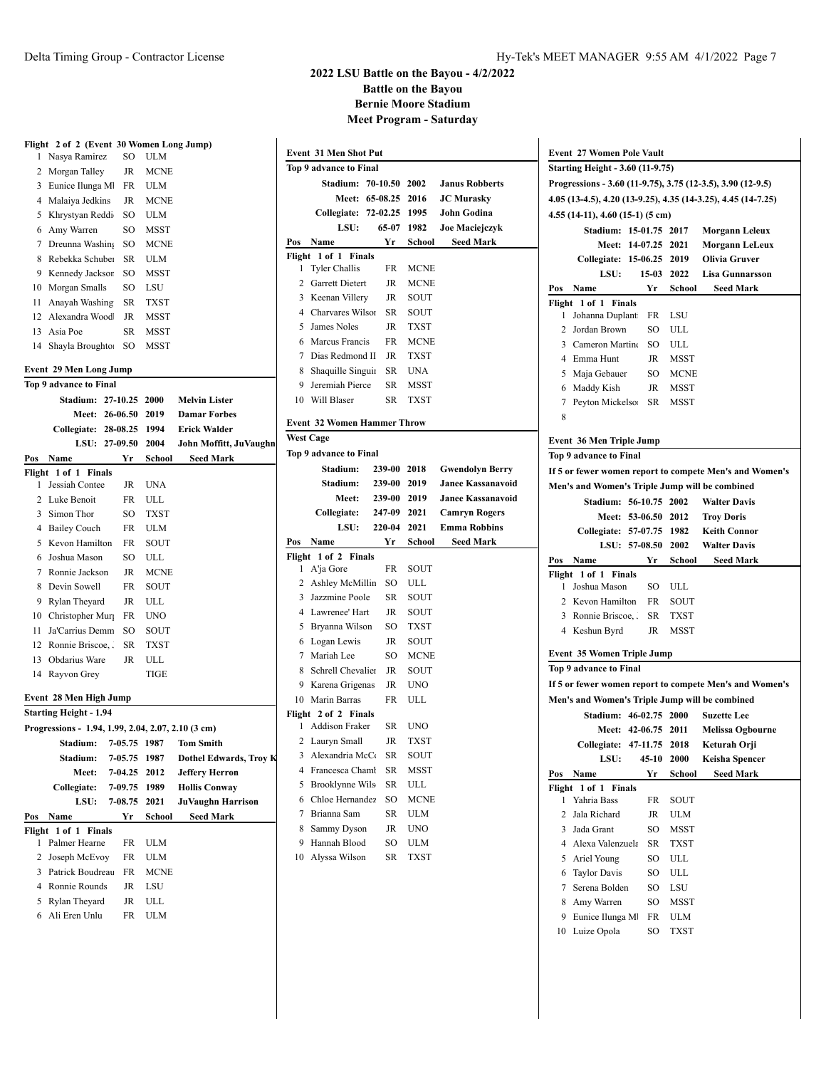# 2022 LSU Battle on the Bayou - 4/2/2022

## Battle on the Bayou

## Bernie Moore Stadium

## Meet Program - Saturday

### Flight 2 of 2 (Event 30 Women Long Jump)

| Pos | Name | Yr | School | Seed Mark |
|---|---|---|---|---|
| 1 | Nasya Ramirez | SO | ULM | |
| 2 | Morgan Talley | JR | MCNE | |
| 3 | Eunice Ilunga Ml | FR | ULM | |
| 4 | Malaiya Jedkins | JR | MCNE | |
| 5 | Khrystyan Reddi | SO | ULM | |
| 6 | Amy Warren | SO | MSST | |
| 7 | Dreunna Washing | SO | MCNE | |
| 8 | Rebekka Schuber | SR | ULM | |
| 9 | Kennedy Jackson | SO | MSST | |
| 10 | Morgan Smalls | SO | LSU | |
| 11 | Anayah Washing | SR | TXST | |
| 12 | Alexandra Woodl | JR | MSST | |
| 13 | Asia Poe | SR | MSST | |
| 14 | Shayla Broughtor | SO | MSST | |

### Event 29 Men Long Jump

**Top 9 advance to Final**

| | Mark | Year | Name |
|---|---|---|---|
| Stadium: | 27-10.25 | 2000 | Melvin Lister |
| Meet: | 26-06.50 | 2019 | Damar Forbes |
| Collegiate: | 28-08.25 | 1994 | Erick Walder |
| LSU: | 27-09.50 | 2004 | John Moffitt, JuVaughn |

**Flight 1 of 1 Finals**

| Pos | Name | Yr | School | Seed Mark |
|---|---|---|---|---|
| 1 | Jessiah Contee | JR | UNA | |
| 2 | Luke Benoit | FR | ULL | |
| 3 | Simon Thor | SO | TXST | |
| 4 | Bailey Couch | FR | ULM | |
| 5 | Kevon Hamilton | FR | SOUT | |
| 6 | Joshua Mason | SO | ULL | |
| 7 | Ronnie Jackson | JR | MCNE | |
| 8 | Devin Sowell | FR | SOUT | |
| 9 | Rylan Theyard | JR | ULL | |
| 10 | Christopher Murj | FR | UNO | |
| 11 | Ja'Carrius Demm | SO | SOUT | |
| 12 | Ronnie Briscoe, . | SR | TXST | |
| 13 | Obdarius Ware | JR | ULL | |
| 14 | Rayvon Grey | | TIGE | |

### Event 28 Men High Jump

**Starting Height - 1.94**

**Progressions - 1.94, 1.99, 2.04, 2.07, 2.10 (3 cm)**

| | Mark | Year | Name |
|---|---|---|---|
| Stadium: | 7-05.75 | 1987 | Tom Smith |
| Stadium: | 7-05.75 | 1987 | Dothel Edwards, Troy K |
| Meet: | 7-04.25 | 2012 | Jeffery Herron |
| Collegiate: | 7-09.75 | 1989 | Hollis Conway |
| LSU: | 7-08.75 | 2021 | JuVaughn Harrison |

**Flight 1 of 1 Finals**

| Pos | Name | Yr | School | Seed Mark |
|---|---|---|---|---|
| 1 | Palmer Hearne | FR | ULM | |
| 2 | Joseph McEvoy | FR | ULM | |
| 3 | Patrick Boudreau | FR | MCNE | |
| 4 | Ronnie Rounds | JR | LSU | |
| 5 | Rylan Theyard | JR | ULL | |
| 6 | Ali Eren Unlu | FR | ULM | |

### Event 31 Men Shot Put

**Top 9 advance to Final**

| | Mark | Year | Name |
|---|---|---|---|
| Stadium: | 70-10.50 | 2002 | Janus Robberts |
| Meet: | 65-08.25 | 2016 | JC Murasky |
| Collegiate: | 72-02.25 | 1995 | John Godina |
| LSU: | 65-07 | 1982 | Joe Maciejczyk |

**Flight 1 of 1 Finals**

| Pos | Name | Yr | School | Seed Mark |
|---|---|---|---|---|
| 1 | Tyler Challis | FR | MCNE | |
| 2 | Garrett Dietert | JR | MCNE | |
| 3 | Keenan Villery | JR | SOUT | |
| 4 | Charvares Wilsor | SR | SOUT | |
| 5 | James Noles | JR | TXST | |
| 6 | Marcus Francis | FR | MCNE | |
| 7 | Dias Redmond II | JR | TXST | |
| 8 | Shaquille Singuir | SR | UNA | |
| 9 | Jeremiah Pierce | SR | MSST | |
| 10 | Will Blaser | SR | TXST | |

### Event 32 Women Hammer Throw

**West Cage**

**Top 9 advance to Final**

| | Mark | Year | Name |
|---|---|---|---|
| Stadium: | 239-00 | 2018 | Gwendolyn Berry |
| Stadium: | 239-00 | 2019 | Janee Kassanavoid |
| Meet: | 239-00 | 2019 | Janee Kassanavoid |
| Collegiate: | 247-09 | 2021 | Camryn Rogers |
| LSU: | 220-04 | 2021 | Emma Robbins |

**Flight 1 of 2 Finals**

| Pos | Name | Yr | School | Seed Mark |
|---|---|---|---|---|
| 1 | A'ja Gore | FR | SOUT | |
| 2 | Ashley McMillin | SO | ULL | |
| 3 | Jazzmine Poole | SR | SOUT | |
| 4 | Lawrenee' Hart | JR | SOUT | |
| 5 | Bryanna Wilson | SO | TXST | |
| 6 | Logan Lewis | JR | SOUT | |
| 7 | Mariah Lee | SO | MCNE | |
| 8 | Schrell Chevalier | JR | SOUT | |
| 9 | Karena Grigenas | JR | UNO | |
| 10 | Marin Barras | FR | ULL | |

**Flight 2 of 2 Finals**

| Pos | Name | Yr | School | Seed Mark |
|---|---|---|---|---|
| 1 | Addison Fraker | SR | UNO | |
| 2 | Lauryn Small | JR | TXST | |
| 3 | Alexandria McC | SR | SOUT | |
| 4 | Francesca Chaml | SR | MSST | |
| 5 | Brooklynne Wils | SR | ULL | |
| 6 | Chloe Hernandez | SO | MCNE | |
| 7 | Brianna Sam | SR | ULM | |
| 8 | Sammy Dyson | JR | UNO | |
| 9 | Hannah Blood | SO | ULM | |
| 10 | Alyssa Wilson | SR | TXST | |

### Event 27 Women Pole Vault

**Starting Height - 3.60 (11-9.75)**

**Progressions - 3.60 (11-9.75), 3.75 (12-3.5), 3.90 (12-9.5) 4.05 (13-4.5), 4.20 (13-9.25), 4.35 (14-3.25), 4.45 (14-7.25) 4.55 (14-11), 4.60 (15-1) (5 cm)**

| | Mark | Year | Name |
|---|---|---|---|
| Stadium: | 15-01.75 | 2017 | Morgann Leleux |
| Meet: | 14-07.25 | 2021 | Morgann LeLeux |
| Collegiate: | 15-06.25 | 2019 | Olivia Gruver |
| LSU: | 15-03 | 2022 | Lisa Gunnarsson |

**Flight 1 of 1 Finals**

| Pos | Name | Yr | School | Seed Mark |
|---|---|---|---|---|
| 1 | Johanna Duplant | FR | LSU | |
| 2 | Jordan Brown | SO | ULL | |
| 3 | Cameron Martin | SO | ULL | |
| 4 | Emma Hunt | JR | MSST | |
| 5 | Maja Gebauer | SO | MCNE | |
| 6 | Maddy Kish | JR | MSST | |
| 7 | Peyton Mickelso | SR | MSST | |
| 8 | | | | |

### Event 36 Men Triple Jump

**Top 9 advance to Final**

**If 5 or fewer women report to compete Men's and Women's Men's and Women's Triple Jump will be combined**

| | Mark | Year | Name |
|---|---|---|---|
| Stadium: | 56-10.75 | 2002 | Walter Davis |
| Meet: | 53-06.50 | 2012 | Troy Doris |
| Collegiate: | 57-07.75 | 1982 | Keith Connor |
| LSU: | 57-08.50 | 2002 | Walter Davis |

**Flight 1 of 1 Finals**

| Pos | Name | Yr | School | Seed Mark |
|---|---|---|---|---|
| 1 | Joshua Mason | SO | ULL | |
| 2 | Kevon Hamilton | FR | SOUT | |
| 3 | Ronnie Briscoe, . | SR | TXST | |
| 4 | Keshun Byrd | JR | MSST | |

### Event 35 Women Triple Jump

**Top 9 advance to Final**

**If 5 or fewer women report to compete Men's and Women's Men's and Women's Triple Jump will be combined**

| | Mark | Year | Name |
|---|---|---|---|
| Stadium: | 46-02.75 | 2000 | Suzette Lee |
| Meet: | 42-06.75 | 2011 | Melissa Ogbourne |
| Collegiate: | 47-11.75 | 2018 | Keturah Orji |
| LSU: | 45-10 | 2000 | Keisha Spencer |

**Flight 1 of 1 Finals**

| Pos | Name | Yr | School | Seed Mark |
|---|---|---|---|---|
| 1 | Yahria Bass | FR | SOUT | |
| 2 | Jala Richard | JR | ULM | |
| 3 | Jada Grant | SO | MSST | |
| 4 | Alexa Valenzuela | SR | TXST | |
| 5 | Ariel Young | SO | ULL | |
| 6 | Taylor Davis | SO | ULL | |
| 7 | Serena Bolden | SO | LSU | |
| 8 | Amy Warren | SO | MSST | |
| 9 | Eunice Ilunga Ml | FR | ULM | |
| 10 | Luize Opola | SO | TXST | |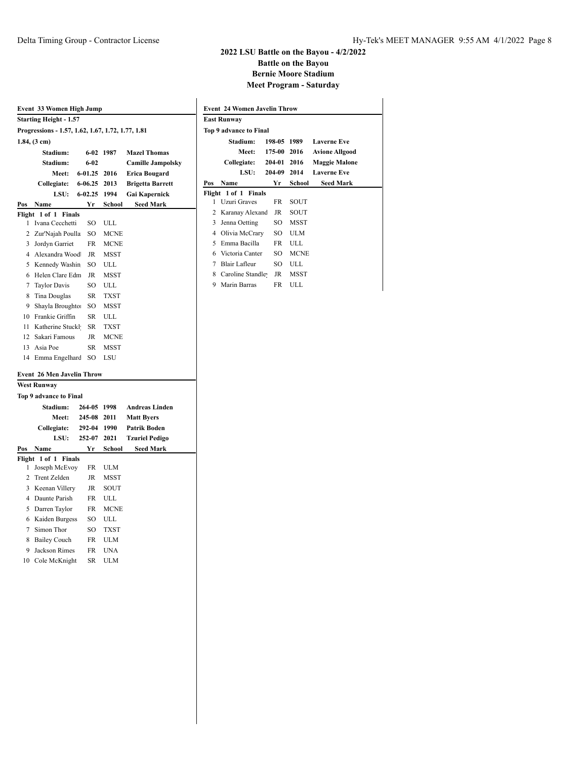# 2022 LSU Battle on the Bayou - 4/2/2022

## Battle on the Bayou

## Bernie Moore Stadium

## Meet Program - Saturday

### Event 33 Women High Jump

**Starting Height - 1.57**

**Progressions - 1.57, 1.62, 1.67, 1.72, 1.77, 1.81**

**1.84, (3 cm)**

| | | | |
|---|---|---|---|
| **Stadium:** | **6-02** | **1987** | **Mazel Thomas** |
| **Stadium:** | **6-02** | | **Camille Jampolsky** |
| **Meet:** | **6-01.25** | **2016** | **Erica Bougard** |
| **Collegiate:** | **6-06.25** | **2013** | **Brigetta Barrett** |
| **LSU:** | **6-02.25** | **1994** | **Gai Kapernick** |

**Flight 1 of 1 Finals**

| Pos | Name | Yr | School | Seed Mark |
|---|---|---|---|---|
| 1 | Ivana Cecchetti | SO | ULL | |
| 2 | Zur'Najah Poulla | SO | MCNE | |
| 3 | Jordyn Garriet | FR | MCNE | |
| 4 | Alexandra Woodl | JR | MSST | |
| 5 | Kennedy Washin | SO | ULL | |
| 6 | Helen Clare Edm | JR | MSST | |
| 7 | Taylor Davis | SO | ULL | |
| 8 | Tina Douglas | SR | TXST | |
| 9 | Shayla Broughto | SO | MSST | |
| 10 | Frankie Griffin | SR | ULL | |
| 11 | Katherine Stuckl | SR | TXST | |
| 12 | Sakari Famous | JR | MCNE | |
| 13 | Asia Poe | SR | MSST | |
| 14 | Emma Engelhard | SO | LSU | |

### Event 26 Men Javelin Throw

**West Runway**

**Top 9 advance to Final**

| | | | |
|---|---|---|---|
| **Stadium:** | **264-05** | **1998** | **Andreas Linden** |
| **Meet:** | **245-08** | **2011** | **Matt Byers** |
| **Collegiate:** | **292-04** | **1990** | **Patrik Boden** |
| **LSU:** | **252-07** | **2021** | **Tzuriel Pedigo** |

**Flight 1 of 1 Finals**

| Pos | Name | Yr | School | Seed Mark |
|---|---|---|---|---|
| 1 | Joseph McEvoy | FR | ULM | |
| 2 | Trent Zelden | JR | MSST | |
| 3 | Keenan Villery | JR | SOUT | |
| 4 | Daunte Parish | FR | ULL | |
| 5 | Darren Taylor | FR | MCNE | |
| 6 | Kaiden Burgess | SO | ULL | |
| 7 | Simon Thor | SO | TXST | |
| 8 | Bailey Couch | FR | ULM | |
| 9 | Jackson Rimes | FR | UNA | |
| 10 | Cole McKnight | SR | ULM | |

### Event 24 Women Javelin Throw

**East Runway**

**Top 9 advance to Final**

| | | | |
|---|---|---|---|
| **Stadium:** | **198-05** | **1989** | **Laverne Eve** |
| **Meet:** | **175-00** | **2016** | **Avione Allgood** |
| **Collegiate:** | **204-01** | **2016** | **Maggie Malone** |
| **LSU:** | **204-09** | **2014** | **Laverne Eve** |

**Flight 1 of 1 Finals**

| Pos | Name | Yr | School | Seed Mark |
|---|---|---|---|---|
| 1 | Uzuri Graves | FR | SOUT | |
| 2 | Karanay Alexand | JR | SOUT | |
| 3 | Jenna Oetting | SO | MSST | |
| 4 | Olivia McCrary | SO | ULM | |
| 5 | Emma Bacilla | FR | ULL | |
| 6 | Victoria Canter | SO | MCNE | |
| 7 | Blair Lafleur | SO | ULL | |
| 8 | Caroline Standle | JR | MSST | |
| 9 | Marin Barras | FR | ULL | |